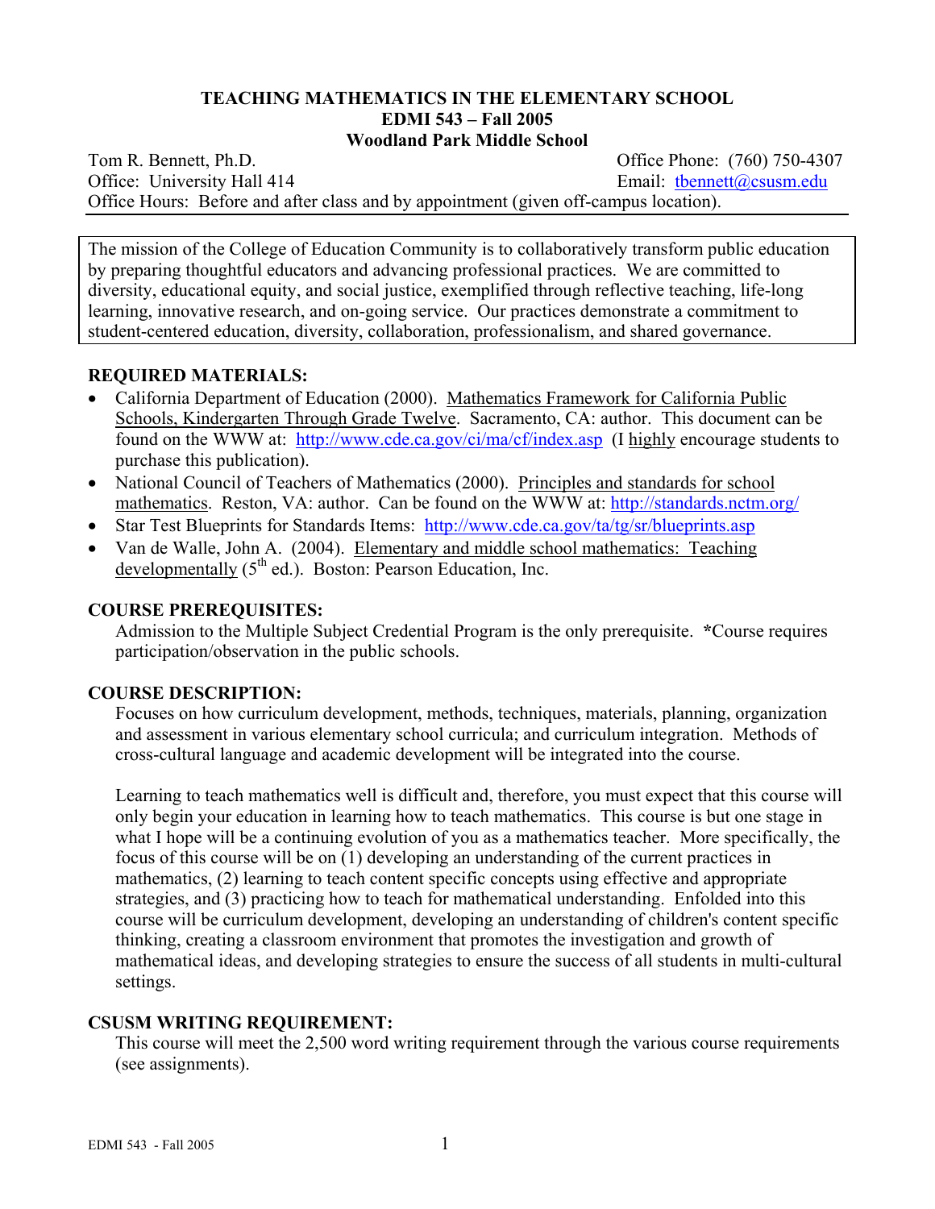# TEACHING MATHEMATICS IN THE ELEMENTARY SCHOOL
## EDMI 543 – Fall 2005
## Woodland Park Middle School

Tom R. Bennett, Ph.D. — Office Phone: (760) 750-4307
Office: University Hall 414 — Email: tbennett@csusm.edu
Office Hours: Before and after class and by appointment (given off-campus location).

---

The mission of the College of Education Community is to collaboratively transform public education by preparing thoughtful educators and advancing professional practices. We are committed to diversity, educational equity, and social justice, exemplified through reflective teaching, life-long learning, innovative research, and on-going service. Our practices demonstrate a commitment to student-centered education, diversity, collaboration, professionalism, and shared governance.

### REQUIRED MATERIALS:

- California Department of Education (2000). Mathematics Framework for California Public Schools, Kindergarten Through Grade Twelve. Sacramento, CA: author. This document can be found on the WWW at: http://www.cde.ca.gov/ci/ma/cf/index.asp (I highly encourage students to purchase this publication).
- National Council of Teachers of Mathematics (2000). Principles and standards for school mathematics. Reston, VA: author. Can be found on the WWW at: http://standards.nctm.org/
- Star Test Blueprints for Standards Items: http://www.cde.ca.gov/ta/tg/sr/blueprints.asp
- Van de Walle, John A. (2004). Elementary and middle school mathematics: Teaching developmentally (5th ed.). Boston: Pearson Education, Inc.

### COURSE PREREQUISITES:

Admission to the Multiple Subject Credential Program is the only prerequisite. ***Course requires participation/observation in the public schools.**

### COURSE DESCRIPTION:

Focuses on how curriculum development, methods, techniques, materials, planning, organization and assessment in various elementary school curricula; and curriculum integration. Methods of cross-cultural language and academic development will be integrated into the course.

Learning to teach mathematics well is difficult and, therefore, you must expect that this course will only begin your education in learning how to teach mathematics. This course is but one stage in what I hope will be a continuing evolution of you as a mathematics teacher. More specifically, the focus of this course will be on (1) developing an understanding of the current practices in mathematics, (2) learning to teach content specific concepts using effective and appropriate strategies, and (3) practicing how to teach for mathematical understanding. Enfolded into this course will be curriculum development, developing an understanding of children's content specific thinking, creating a classroom environment that promotes the investigation and growth of mathematical ideas, and developing strategies to ensure the success of all students in multi-cultural settings.

### CSUSM WRITING REQUIREMENT:

This course will meet the 2,500 word writing requirement through the various course requirements (see assignments).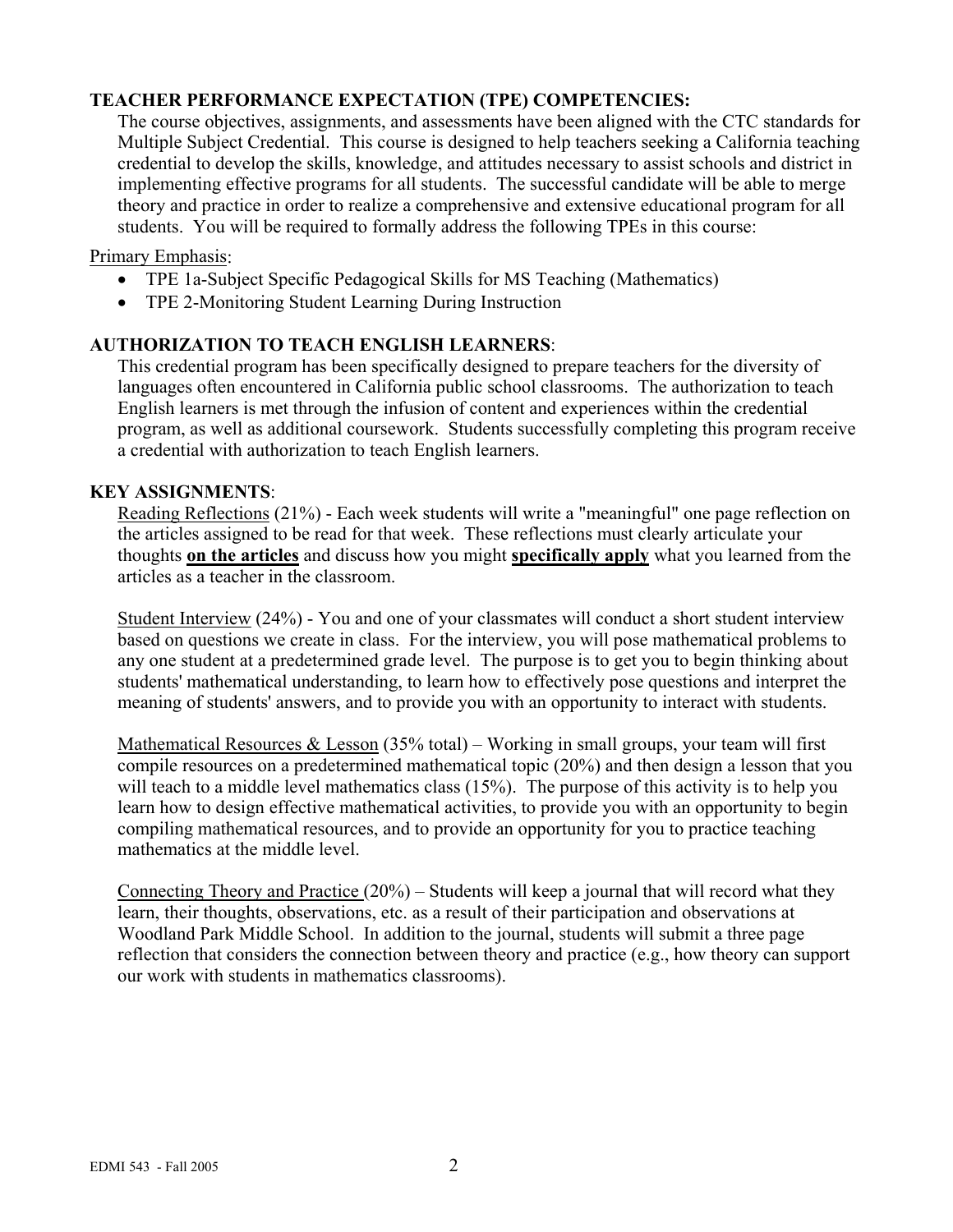**TEACHER PERFORMANCE EXPECTATION (TPE) COMPETENCIES:**

The course objectives, assignments, and assessments have been aligned with the CTC standards for Multiple Subject Credential. This course is designed to help teachers seeking a California teaching credential to develop the skills, knowledge, and attitudes necessary to assist schools and district in implementing effective programs for all students. The successful candidate will be able to merge theory and practice in order to realize a comprehensive and extensive educational program for all students. You will be required to formally address the following TPEs in this course:

Primary Emphasis:

- TPE 1a-Subject Specific Pedagogical Skills for MS Teaching (Mathematics)
- TPE 2-Monitoring Student Learning During Instruction

**AUTHORIZATION TO TEACH ENGLISH LEARNERS**:

This credential program has been specifically designed to prepare teachers for the diversity of languages often encountered in California public school classrooms. The authorization to teach English learners is met through the infusion of content and experiences within the credential program, as well as additional coursework. Students successfully completing this program receive a credential with authorization to teach English learners.

**KEY ASSIGNMENTS**:

Reading Reflections (21%) - Each week students will write a "meaningful" one page reflection on the articles assigned to be read for that week. These reflections must clearly articulate your thoughts **on the articles** and discuss how you might **specifically apply** what you learned from the articles as a teacher in the classroom.

Student Interview (24%) - You and one of your classmates will conduct a short student interview based on questions we create in class. For the interview, you will pose mathematical problems to any one student at a predetermined grade level. The purpose is to get you to begin thinking about students' mathematical understanding, to learn how to effectively pose questions and interpret the meaning of students' answers, and to provide you with an opportunity to interact with students.

Mathematical Resources & Lesson (35% total) – Working in small groups, your team will first compile resources on a predetermined mathematical topic (20%) and then design a lesson that you will teach to a middle level mathematics class (15%). The purpose of this activity is to help you learn how to design effective mathematical activities, to provide you with an opportunity to begin compiling mathematical resources, and to provide an opportunity for you to practice teaching mathematics at the middle level.

Connecting Theory and Practice (20%) – Students will keep a journal that will record what they learn, their thoughts, observations, etc. as a result of their participation and observations at Woodland Park Middle School. In addition to the journal, students will submit a three page reflection that considers the connection between theory and practice (e.g., how theory can support our work with students in mathematics classrooms).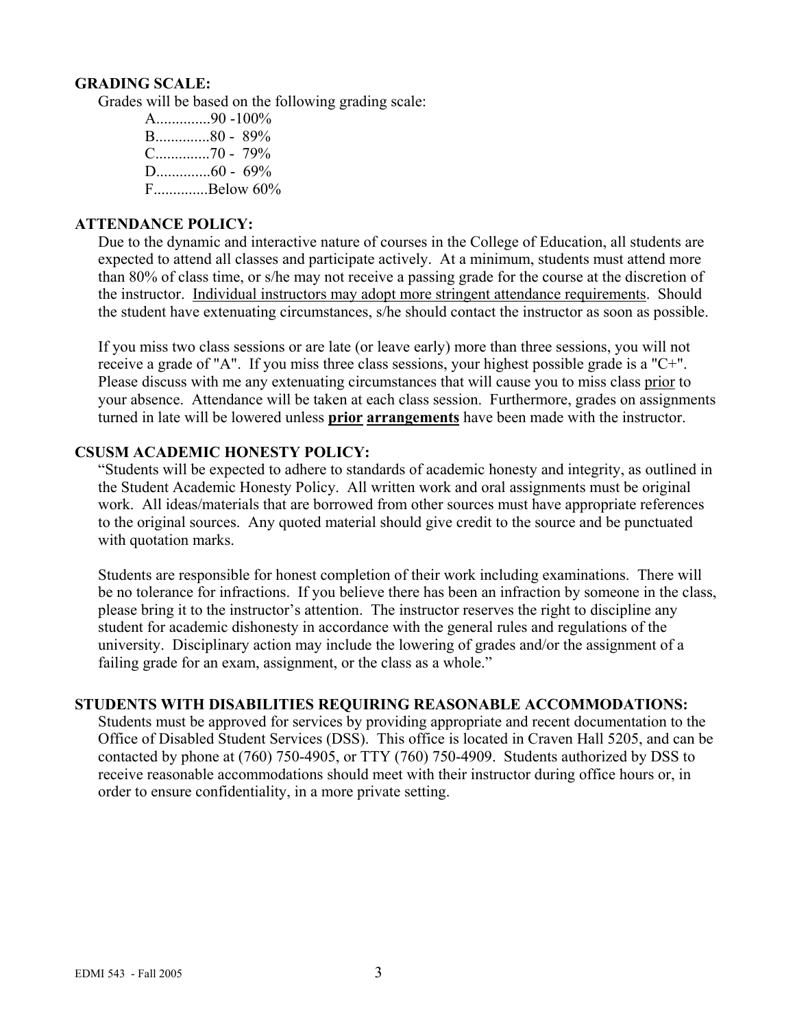## GRADING SCALE:

Grades will be based on the following grading scale:

A..............90 -100%
B..............80 - 89%
C..............70 - 79%
D..............60 - 69%
F..............Below 60%

## ATTENDANCE POLICY:

Due to the dynamic and interactive nature of courses in the College of Education, all students are expected to attend all classes and participate actively. At a minimum, students must attend more than 80% of class time, or s/he may not receive a passing grade for the course at the discretion of the instructor. Individual instructors may adopt more stringent attendance requirements. Should the student have extenuating circumstances, s/he should contact the instructor as soon as possible.

If you miss two class sessions or are late (or leave early) more than three sessions, you will not receive a grade of "A". If you miss three class sessions, your highest possible grade is a "C+". Please discuss with me any extenuating circumstances that will cause you to miss class prior to your absence. Attendance will be taken at each class session. Furthermore, grades on assignments turned in late will be lowered unless **prior arrangements** have been made with the instructor.

## CSUSM ACADEMIC HONESTY POLICY:

"Students will be expected to adhere to standards of academic honesty and integrity, as outlined in the Student Academic Honesty Policy. All written work and oral assignments must be original work. All ideas/materials that are borrowed from other sources must have appropriate references to the original sources. Any quoted material should give credit to the source and be punctuated with quotation marks.

Students are responsible for honest completion of their work including examinations. There will be no tolerance for infractions. If you believe there has been an infraction by someone in the class, please bring it to the instructor's attention. The instructor reserves the right to discipline any student for academic dishonesty in accordance with the general rules and regulations of the university. Disciplinary action may include the lowering of grades and/or the assignment of a failing grade for an exam, assignment, or the class as a whole."

## STUDENTS WITH DISABILITIES REQUIRING REASONABLE ACCOMMODATIONS:

Students must be approved for services by providing appropriate and recent documentation to the Office of Disabled Student Services (DSS). This office is located in Craven Hall 5205, and can be contacted by phone at (760) 750-4905, or TTY (760) 750-4909. Students authorized by DSS to receive reasonable accommodations should meet with their instructor during office hours or, in order to ensure confidentiality, in a more private setting.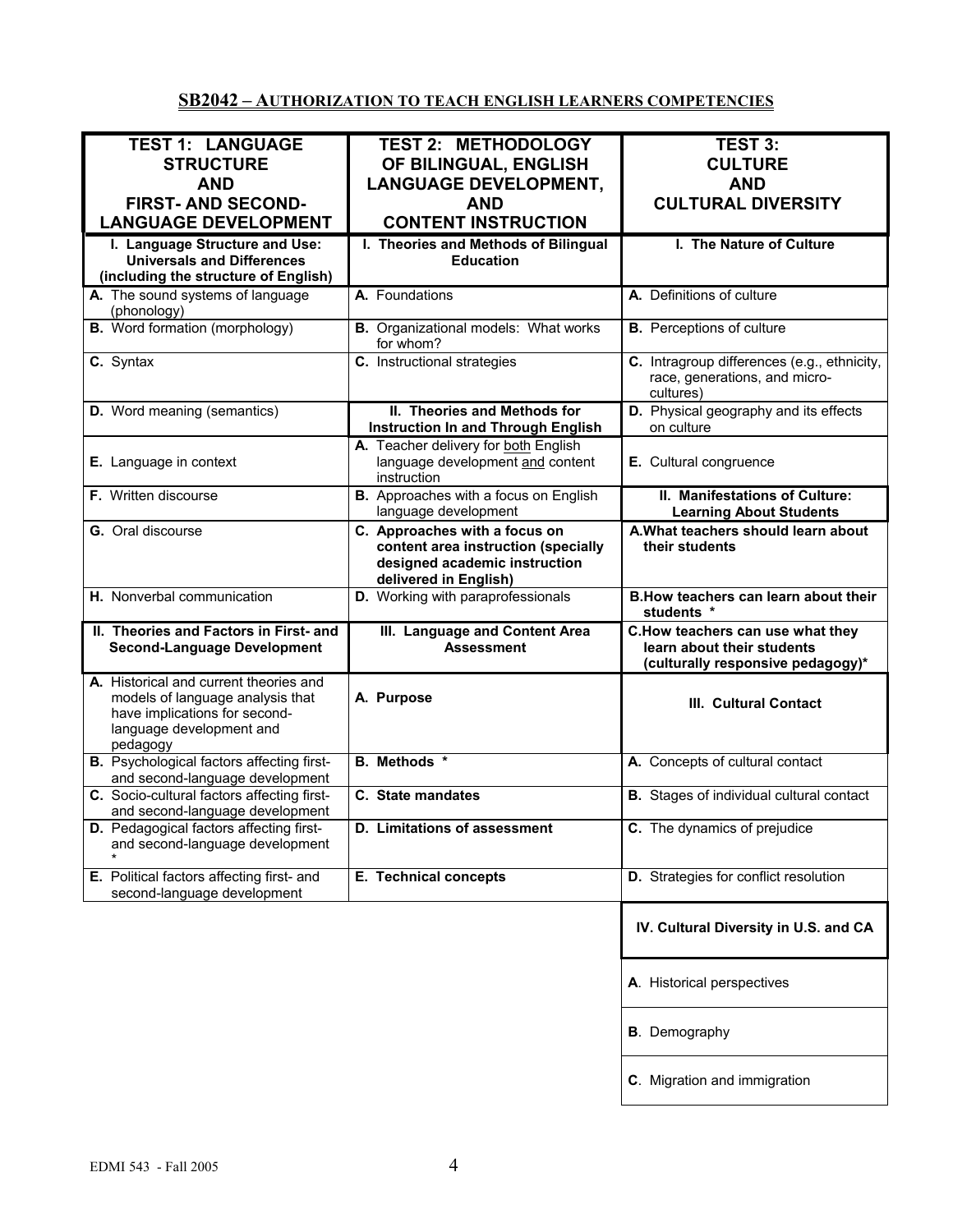## SB2042 – AUTHORIZATION TO TEACH ENGLISH LEARNERS COMPETENCIES

| **TEST 1: LANGUAGE STRUCTURE AND FIRST- AND SECOND-LANGUAGE DEVELOPMENT** | **TEST 2: METHODOLOGY OF BILINGUAL, ENGLISH LANGUAGE DEVELOPMENT, AND CONTENT INSTRUCTION** | **TEST 3: CULTURE AND CULTURAL DIVERSITY** |
|---|---|---|
| **I. Language Structure and Use: Universals and Differences (including the structure of English)** | **I. Theories and Methods of Bilingual Education** | **I. The Nature of Culture** |
| **A.** The sound systems of language (phonology) | **A.** Foundations | **A.** Definitions of culture |
| **B.** Word formation (morphology) | **B.** Organizational models: What works for whom? | **B.** Perceptions of culture |
| **C.** Syntax | **C.** Instructional strategies | **C.** Intragroup differences (e.g., ethnicity, race, generations, and micro-cultures) |
| **D.** Word meaning (semantics) | **II. Theories and Methods for Instruction In and Through English** | **D.** Physical geography and its effects on culture |
| **E.** Language in context | **A.** Teacher delivery for both English language development and content instruction | **E.** Cultural congruence |
| **F.** Written discourse | **B.** Approaches with a focus on English language development | **II. Manifestations of Culture: Learning About Students** |
| **G.** Oral discourse | **C. Approaches with a focus on content area instruction (specially designed academic instruction delivered in English)** | **A. What teachers should learn about their students** |
| **H.** Nonverbal communication | **D.** Working with paraprofessionals | **B. How teachers can learn about their students \*** |
| **II. Theories and Factors in First- and Second-Language Development** | **III. Language and Content Area Assessment** | **C. How teachers can use what they learn about their students (culturally responsive pedagogy)\*** |
| **A.** Historical and current theories and models of language analysis that have implications for second-language development and pedagogy | **A. Purpose** | **III. Cultural Contact** |
| **B.** Psychological factors affecting first- and second-language development | **B. Methods \*** | **A.** Concepts of cultural contact |
| **C.** Socio-cultural factors affecting first- and second-language development | **C. State mandates** | **B.** Stages of individual cultural contact |
| **D.** Pedagogical factors affecting first- and second-language development \* | **D. Limitations of assessment** | **C.** The dynamics of prejudice |
| **E.** Political factors affecting first- and second-language development | **E. Technical concepts** | **D.** Strategies for conflict resolution |
| | | **IV. Cultural Diversity in U.S. and CA** |
| | | **A**. Historical perspectives |
| | | **B**. Demography |
| | | **C**. Migration and immigration |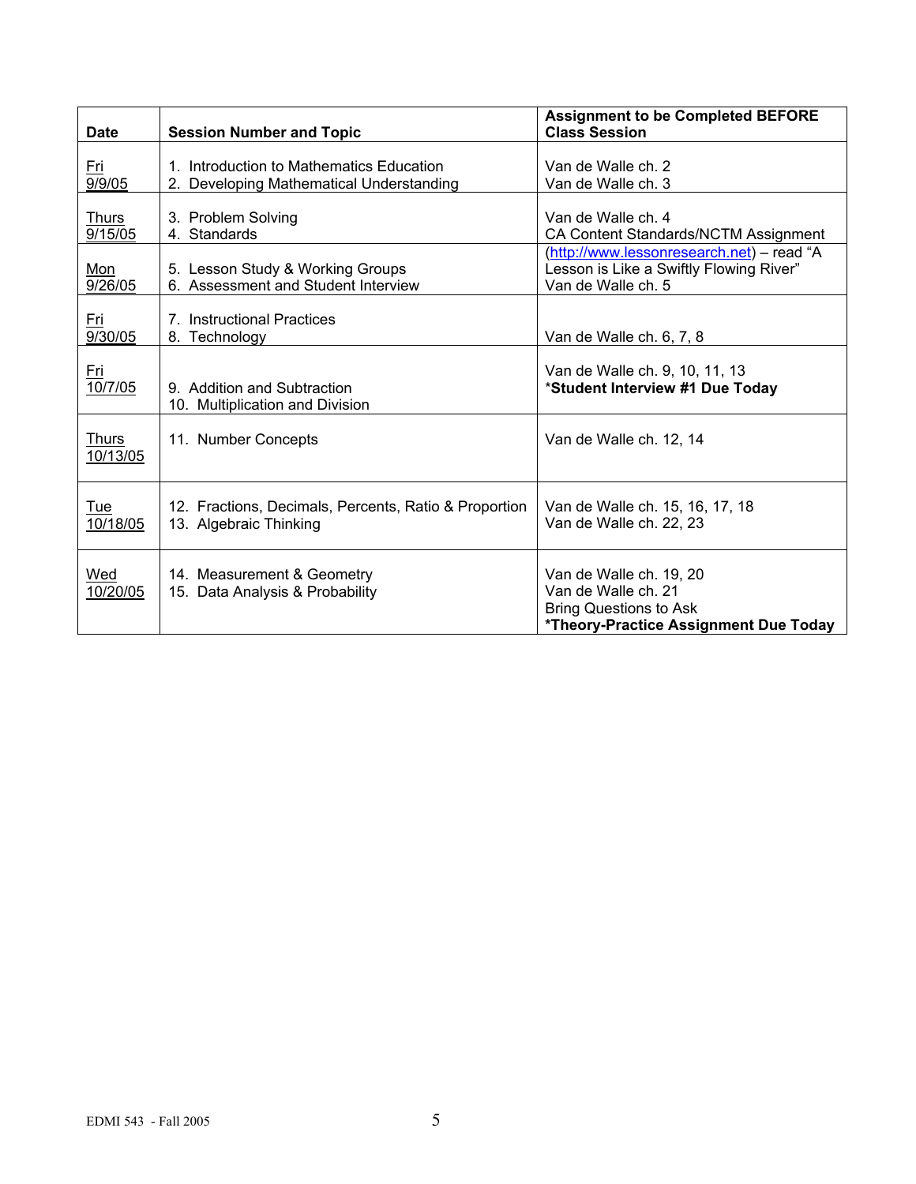| Date | Session Number and Topic | Assignment to be Completed BEFORE Class Session |
|---|---|---|
| Fri 9/9/05 | 1. Introduction to Mathematics Education<br>2. Developing Mathematical Understanding | Van de Walle ch. 2<br>Van de Walle ch. 3 |
| Thurs 9/15/05 | 3. Problem Solving<br>4. Standards | Van de Walle ch. 4<br>CA Content Standards/NCTM Assignment |
| Mon 9/26/05 | 5. Lesson Study & Working Groups<br>6. Assessment and Student Interview | (http://www.lessonresearch.net) – read "A Lesson is Like a Swiftly Flowing River"<br>Van de Walle ch. 5 |
| Fri 9/30/05 | 7. Instructional Practices<br>8. Technology | Van de Walle ch. 6, 7, 8 |
| Fri 10/7/05 | 9. Addition and Subtraction<br>10. Multiplication and Division | Van de Walle ch. 9, 10, 11, 13<br>***Student Interview #1 Due Today** |
| Thurs 10/13/05 | 11. Number Concepts | Van de Walle ch. 12, 14 |
| Tue 10/18/05 | 12. Fractions, Decimals, Percents, Ratio & Proportion<br>13. Algebraic Thinking | Van de Walle ch. 15, 16, 17, 18<br>Van de Walle ch. 22, 23 |
| Wed 10/20/05 | 14. Measurement & Geometry<br>15. Data Analysis & Probability | Van de Walle ch. 19, 20<br>Van de Walle ch. 21<br>Bring Questions to Ask<br>***Theory-Practice Assignment Due Today** |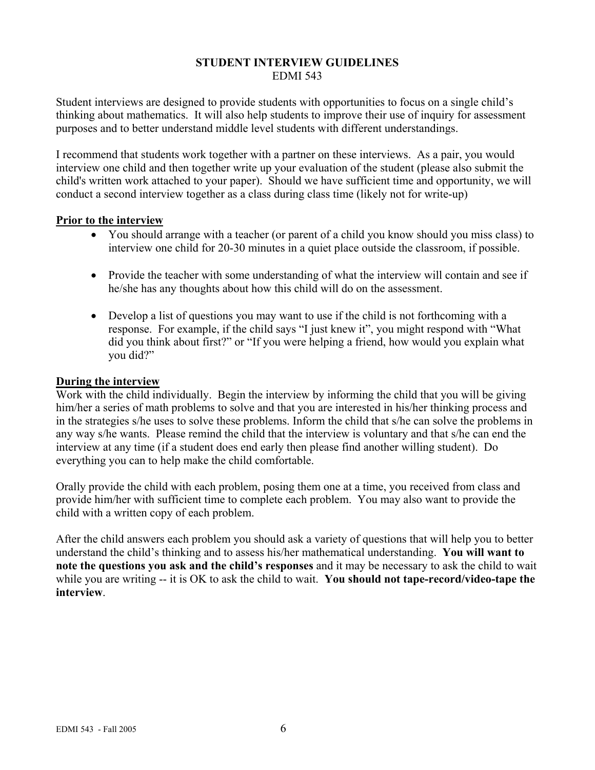# STUDENT INTERVIEW GUIDELINES

EDMI 543

Student interviews are designed to provide students with opportunities to focus on a single child's thinking about mathematics. It will also help students to improve their use of inquiry for assessment purposes and to better understand middle level students with different understandings.

I recommend that students work together with a partner on these interviews. As a pair, you would interview one child and then together write up your evaluation of the student (please also submit the child's written work attached to your paper). Should we have sufficient time and opportunity, we will conduct a second interview together as a class during class time (likely not for write-up)

## Prior to the interview

- You should arrange with a teacher (or parent of a child you know should you miss class) to interview one child for 20-30 minutes in a quiet place outside the classroom, if possible.
- Provide the teacher with some understanding of what the interview will contain and see if he/she has any thoughts about how this child will do on the assessment.
- Develop a list of questions you may want to use if the child is not forthcoming with a response. For example, if the child says "I just knew it", you might respond with "What did you think about first?" or "If you were helping a friend, how would you explain what you did?"

## During the interview

Work with the child individually. Begin the interview by informing the child that you will be giving him/her a series of math problems to solve and that you are interested in his/her thinking process and in the strategies s/he uses to solve these problems. Inform the child that s/he can solve the problems in any way s/he wants. Please remind the child that the interview is voluntary and that s/he can end the interview at any time (if a student does end early then please find another willing student). Do everything you can to help make the child comfortable.

Orally provide the child with each problem, posing them one at a time, you received from class and provide him/her with sufficient time to complete each problem. You may also want to provide the child with a written copy of each problem.

After the child answers each problem you should ask a variety of questions that will help you to better understand the child's thinking and to assess his/her mathematical understanding. **You will want to note the questions you ask and the child's responses** and it may be necessary to ask the child to wait while you are writing -- it is OK to ask the child to wait. **You should not tape-record/video-tape the interview**.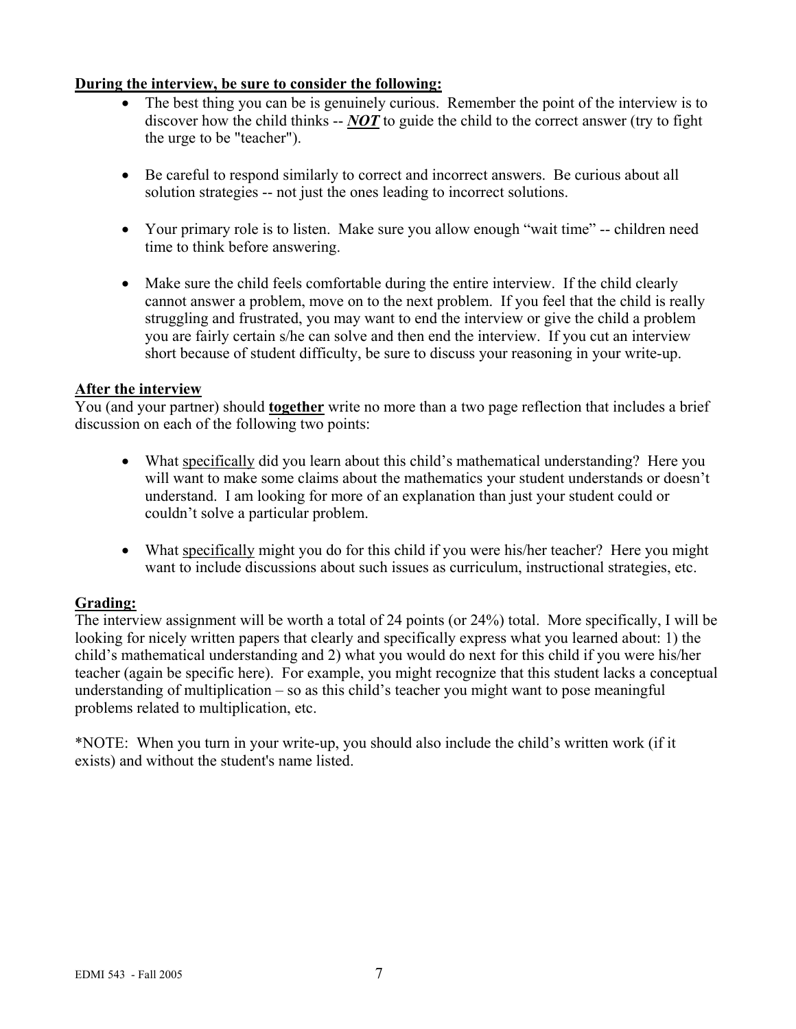**During the interview, be sure to consider the following:**

- The best thing you can be is genuinely curious. Remember the point of the interview is to discover how the child thinks -- ***NOT*** to guide the child to the correct answer (try to fight the urge to be "teacher").

- Be careful to respond similarly to correct and incorrect answers. Be curious about all solution strategies -- not just the ones leading to incorrect solutions.

- Your primary role is to listen. Make sure you allow enough "wait time" -- children need time to think before answering.

- Make sure the child feels comfortable during the entire interview. If the child clearly cannot answer a problem, move on to the next problem. If you feel that the child is really struggling and frustrated, you may want to end the interview or give the child a problem you are fairly certain s/he can solve and then end the interview. If you cut an interview short because of student difficulty, be sure to discuss your reasoning in your write-up.

**After the interview**

You (and your partner) should **together** write no more than a two page reflection that includes a brief discussion on each of the following two points:

- What specifically did you learn about this child's mathematical understanding? Here you will want to make some claims about the mathematics your student understands or doesn't understand. I am looking for more of an explanation than just your student could or couldn't solve a particular problem.

- What specifically might you do for this child if you were his/her teacher? Here you might want to include discussions about such issues as curriculum, instructional strategies, etc.

**Grading:**

The interview assignment will be worth a total of 24 points (or 24%) total. More specifically, I will be looking for nicely written papers that clearly and specifically express what you learned about: 1) the child's mathematical understanding and 2) what you would do next for this child if you were his/her teacher (again be specific here). For example, you might recognize that this student lacks a conceptual understanding of multiplication – so as this child's teacher you might want to pose meaningful problems related to multiplication, etc.

*NOTE: When you turn in your write-up, you should also include the child's written work (if it exists) and without the student's name listed.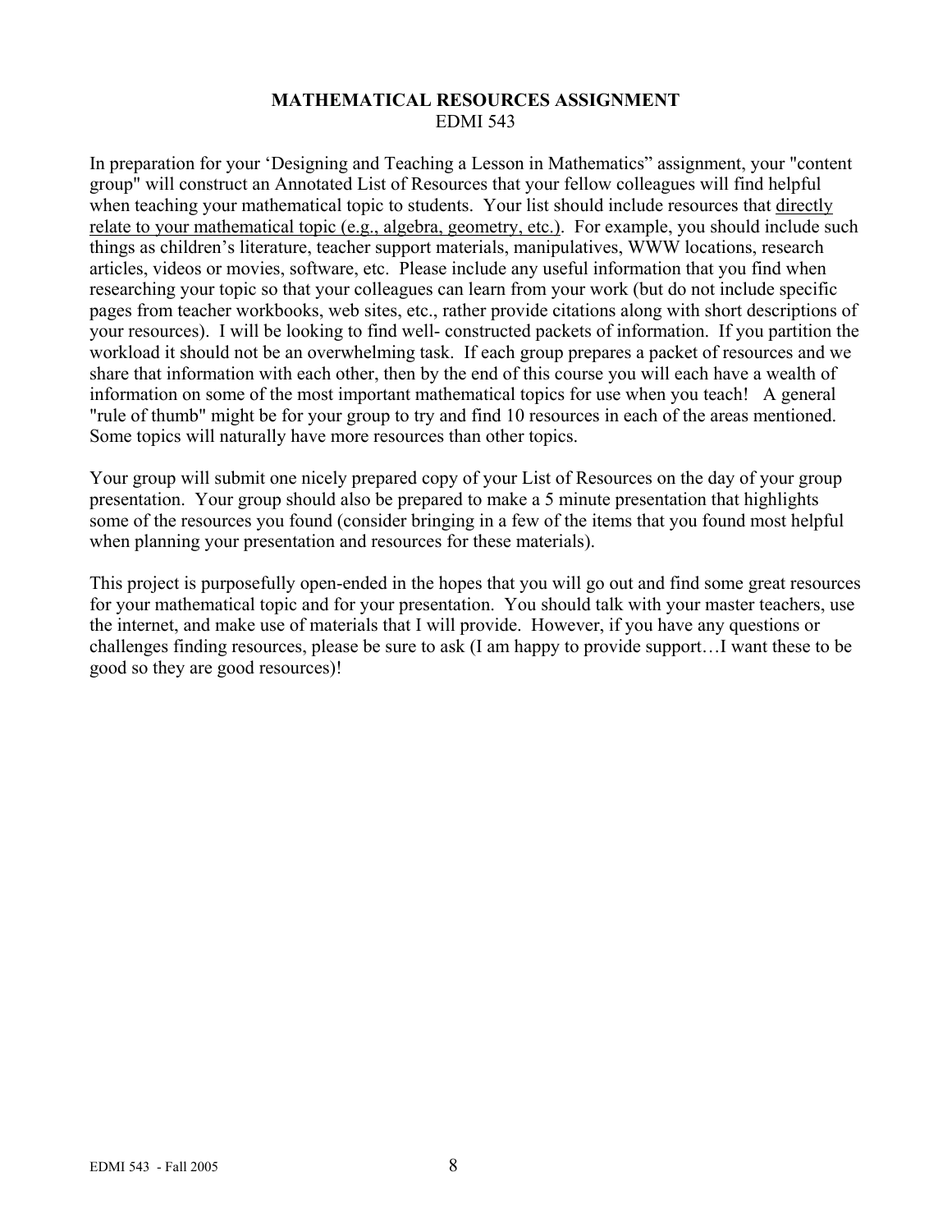# MATHEMATICAL RESOURCES ASSIGNMENT

EDMI 543

In preparation for your 'Designing and Teaching a Lesson in Mathematics" assignment, your "content group" will construct an Annotated List of Resources that your fellow colleagues will find helpful when teaching your mathematical topic to students. Your list should include resources that <u>directly relate to your mathematical topic (e.g., algebra, geometry, etc.)</u>. For example, you should include such things as children's literature, teacher support materials, manipulatives, WWW locations, research articles, videos or movies, software, etc. Please include any useful information that you find when researching your topic so that your colleagues can learn from your work (but do not include specific pages from teacher workbooks, web sites, etc., rather provide citations along with short descriptions of your resources). I will be looking to find well- constructed packets of information. If you partition the workload it should not be an overwhelming task. If each group prepares a packet of resources and we share that information with each other, then by the end of this course you will each have a wealth of information on some of the most important mathematical topics for use when you teach! A general "rule of thumb" might be for your group to try and find 10 resources in each of the areas mentioned. Some topics will naturally have more resources than other topics.

Your group will submit one nicely prepared copy of your List of Resources on the day of your group presentation. Your group should also be prepared to make a 5 minute presentation that highlights some of the resources you found (consider bringing in a few of the items that you found most helpful when planning your presentation and resources for these materials).

This project is purposefully open-ended in the hopes that you will go out and find some great resources for your mathematical topic and for your presentation. You should talk with your master teachers, use the internet, and make use of materials that I will provide. However, if you have any questions or challenges finding resources, please be sure to ask (I am happy to provide support…I want these to be good so they are good resources)!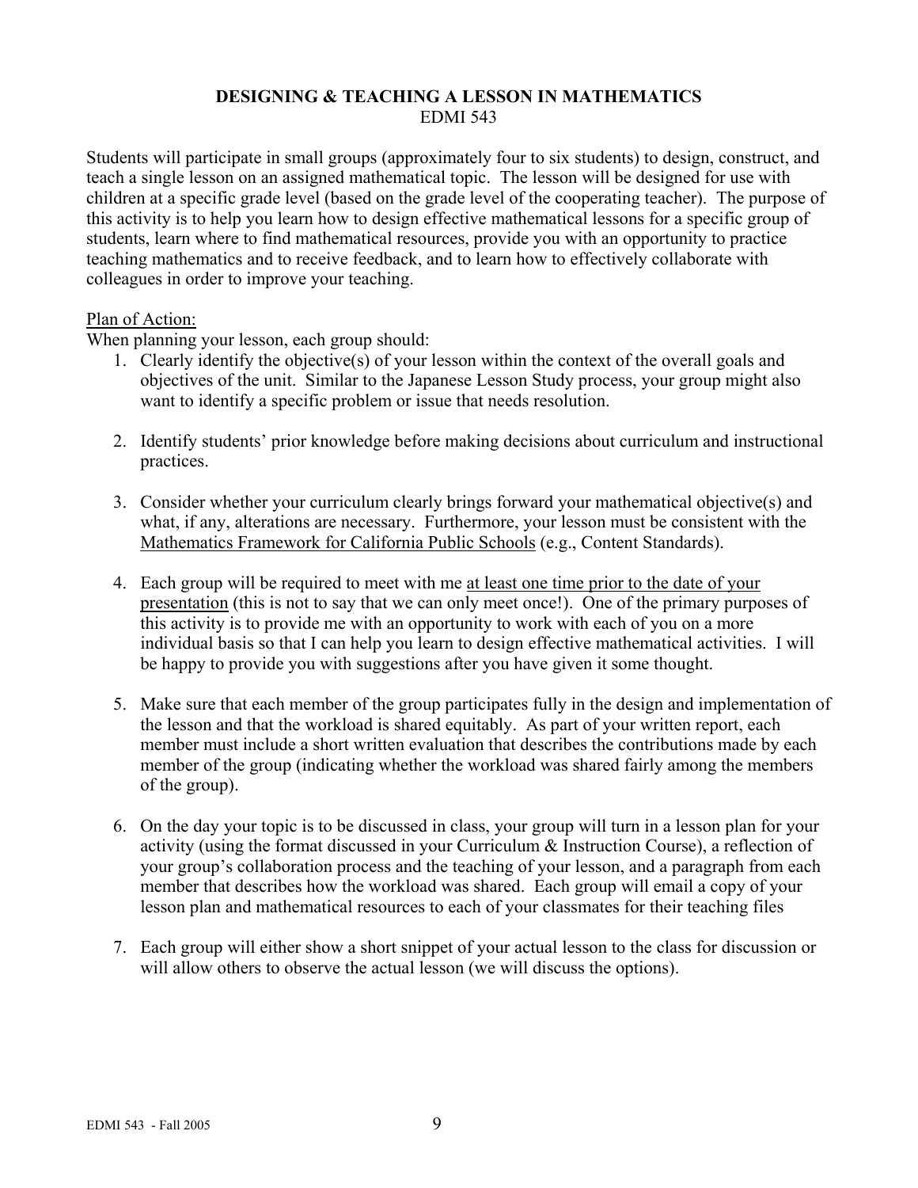## DESIGNING & TEACHING A LESSON IN MATHEMATICS
EDMI 543

Students will participate in small groups (approximately four to six students) to design, construct, and teach a single lesson on an assigned mathematical topic. The lesson will be designed for use with children at a specific grade level (based on the grade level of the cooperating teacher). The purpose of this activity is to help you learn how to design effective mathematical lessons for a specific group of students, learn where to find mathematical resources, provide you with an opportunity to practice teaching mathematics and to receive feedback, and to learn how to effectively collaborate with colleagues in order to improve your teaching.

<u>Plan of Action:</u>
When planning your lesson, each group should:

1. Clearly identify the objective(s) of your lesson within the context of the overall goals and objectives of the unit. Similar to the Japanese Lesson Study process, your group might also want to identify a specific problem or issue that needs resolution.

2. Identify students' prior knowledge before making decisions about curriculum and instructional practices.

3. Consider whether your curriculum clearly brings forward your mathematical objective(s) and what, if any, alterations are necessary. Furthermore, your lesson must be consistent with the <u>Mathematics Framework for California Public Schools</u> (e.g., Content Standards).

4. Each group will be required to meet with me <u>at least one time prior to the date of your presentation</u> (this is not to say that we can only meet once!). One of the primary purposes of this activity is to provide me with an opportunity to work with each of you on a more individual basis so that I can help you learn to design effective mathematical activities. I will be happy to provide you with suggestions after you have given it some thought.

5. Make sure that each member of the group participates fully in the design and implementation of the lesson and that the workload is shared equitably. As part of your written report, each member must include a short written evaluation that describes the contributions made by each member of the group (indicating whether the workload was shared fairly among the members of the group).

6. On the day your topic is to be discussed in class, your group will turn in a lesson plan for your activity (using the format discussed in your Curriculum & Instruction Course), a reflection of your group's collaboration process and the teaching of your lesson, and a paragraph from each member that describes how the workload was shared. Each group will email a copy of your lesson plan and mathematical resources to each of your classmates for their teaching files

7. Each group will either show a short snippet of your actual lesson to the class for discussion or will allow others to observe the actual lesson (we will discuss the options).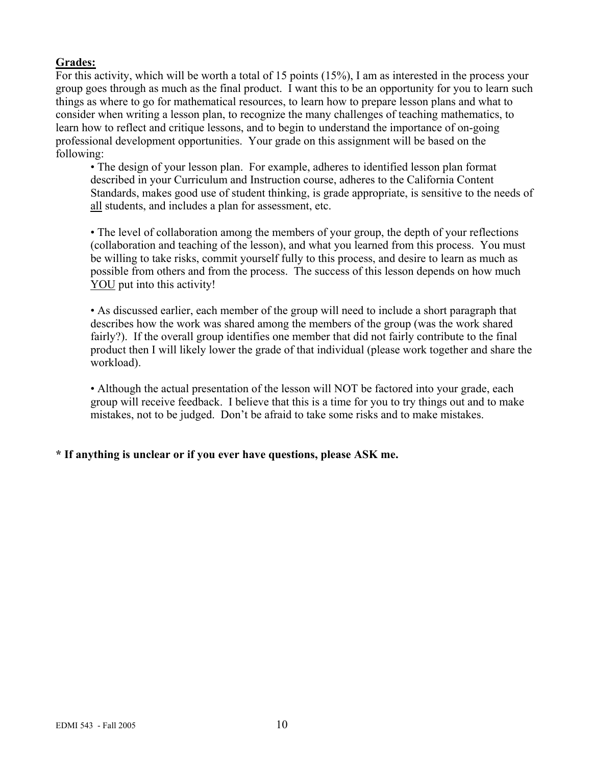**Grades:**

For this activity, which will be worth a total of 15 points (15%), I am as interested in the process your group goes through as much as the final product. I want this to be an opportunity for you to learn such things as where to go for mathematical resources, to learn how to prepare lesson plans and what to consider when writing a lesson plan, to recognize the many challenges of teaching mathematics, to learn how to reflect and critique lessons, and to begin to understand the importance of on-going professional development opportunities. Your grade on this assignment will be based on the following:

- The design of your lesson plan. For example, adheres to identified lesson plan format described in your Curriculum and Instruction course, adheres to the California Content Standards, makes good use of student thinking, is grade appropriate, is sensitive to the needs of <u>all</u> students, and includes a plan for assessment, etc.

- The level of collaboration among the members of your group, the depth of your reflections (collaboration and teaching of the lesson), and what you learned from this process. You must be willing to take risks, commit yourself fully to this process, and desire to learn as much as possible from others and from the process. The success of this lesson depends on how much <u>YOU</u> put into this activity!

- As discussed earlier, each member of the group will need to include a short paragraph that describes how the work was shared among the members of the group (was the work shared fairly?). If the overall group identifies one member that did not fairly contribute to the final product then I will likely lower the grade of that individual (please work together and share the workload).

- Although the actual presentation of the lesson will NOT be factored into your grade, each group will receive feedback. I believe that this is a time for you to try things out and to make mistakes, not to be judged. Don't be afraid to take some risks and to make mistakes.

**\* If anything is unclear or if you ever have questions, please ASK me.**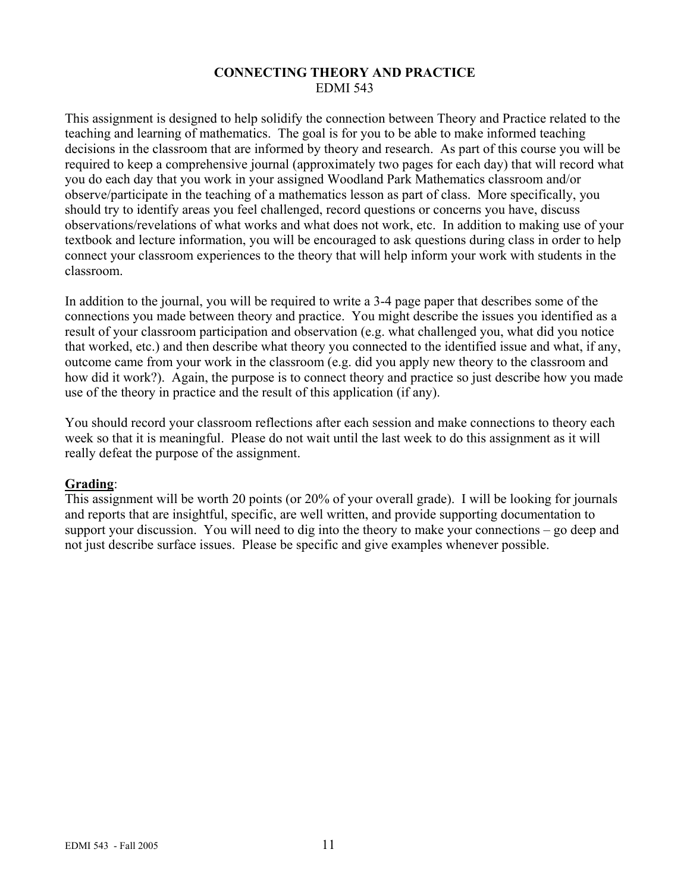# CONNECTING THEORY AND PRACTICE

EDMI 543

This assignment is designed to help solidify the connection between Theory and Practice related to the teaching and learning of mathematics. The goal is for you to be able to make informed teaching decisions in the classroom that are informed by theory and research. As part of this course you will be required to keep a comprehensive journal (approximately two pages for each day) that will record what you do each day that you work in your assigned Woodland Park Mathematics classroom and/or observe/participate in the teaching of a mathematics lesson as part of class. More specifically, you should try to identify areas you feel challenged, record questions or concerns you have, discuss observations/revelations of what works and what does not work, etc. In addition to making use of your textbook and lecture information, you will be encouraged to ask questions during class in order to help connect your classroom experiences to the theory that will help inform your work with students in the classroom.

In addition to the journal, you will be required to write a 3-4 page paper that describes some of the connections you made between theory and practice. You might describe the issues you identified as a result of your classroom participation and observation (e.g. what challenged you, what did you notice that worked, etc.) and then describe what theory you connected to the identified issue and what, if any, outcome came from your work in the classroom (e.g. did you apply new theory to the classroom and how did it work?). Again, the purpose is to connect theory and practice so just describe how you made use of the theory in practice and the result of this application (if any).

You should record your classroom reflections after each session and make connections to theory each week so that it is meaningful. Please do not wait until the last week to do this assignment as it will really defeat the purpose of the assignment.

**Grading**:

This assignment will be worth 20 points (or 20% of your overall grade). I will be looking for journals and reports that are insightful, specific, are well written, and provide supporting documentation to support your discussion. You will need to dig into the theory to make your connections – go deep and not just describe surface issues. Please be specific and give examples whenever possible.